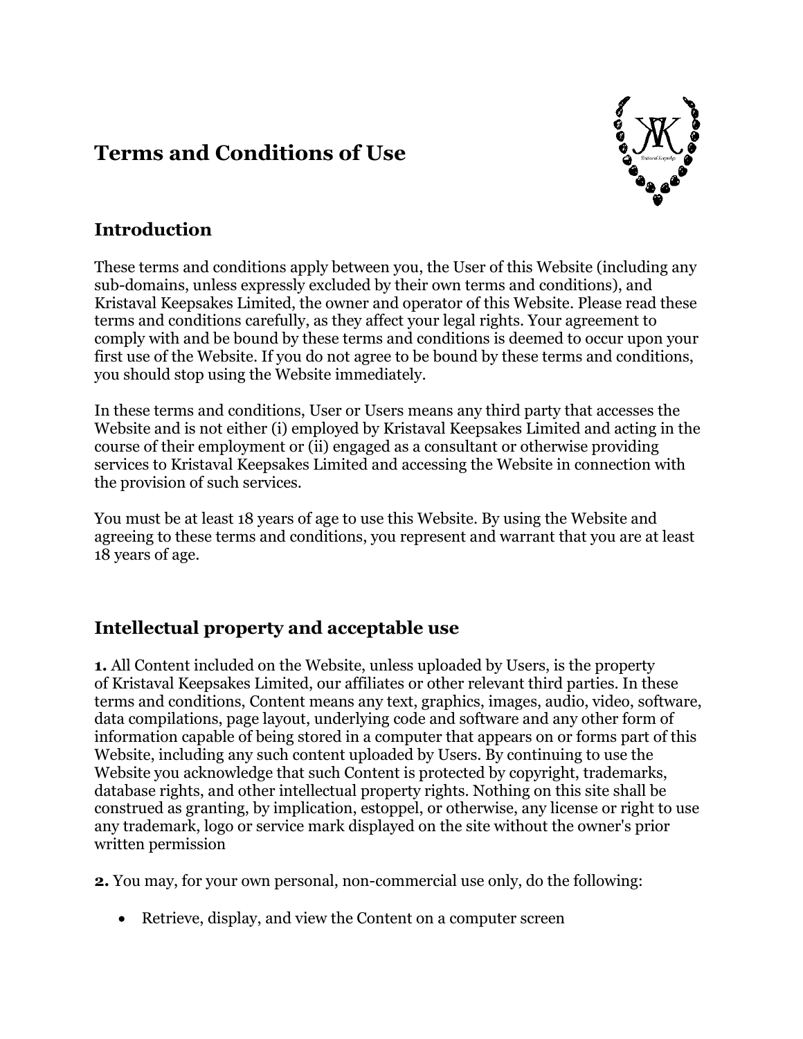# Terms and Conditions of Use

## Introduction

These terms and conditions apply between you, the User of this Website (including any sub-domains, unless expressly excluded by their own terms and conditions), and Kristaval Keepsakes Limited, the owner and operator of this Website. Please read these terms and conditions carefully, as they affect your legal rights. Your agreement to comply with and be bound by these terms and conditions is deemed to occur upon your first use of the Website. If you do not agree to be bound by these terms and conditions, you should stop using the Website immediately.

In these terms and conditions, User or Users means any third party that accesses the Website and is not either (i) employed by Kristaval Keepsakes Limited and acting in the course of their employment or (ii) engaged as a consultant or otherwise providing services to Kristaval Keepsakes Limited and accessing the Website in connection with the provision of such services.

You must be at least 18 years of age to use this Website. By using the Website and agreeing to these terms and conditions, you represent and warrant that you are at least 18 years of age.

## Intellectual property and acceptable use

**1.** All Content included on the Website, unless uploaded by Users, is the property of Kristaval Keepsakes Limited, our affiliates or other relevant third parties. In these terms and conditions, Content means any text, graphics, images, audio, video, software, data compilations, page layout, underlying code and software and any other form of information capable of being stored in a computer that appears on or forms part of this Website, including any such content uploaded by Users. By continuing to use the Website you acknowledge that such Content is protected by copyright, trademarks, database rights, and other intellectual property rights. Nothing on this site shall be construed as granting, by implication, estoppel, or otherwise, any license or right to use any trademark, logo or service mark displayed on the site without the owner's prior written permission

**2.** You may, for your own personal, non-commercial use only, do the following:

- Retrieve, display, and view the Content on a computer screen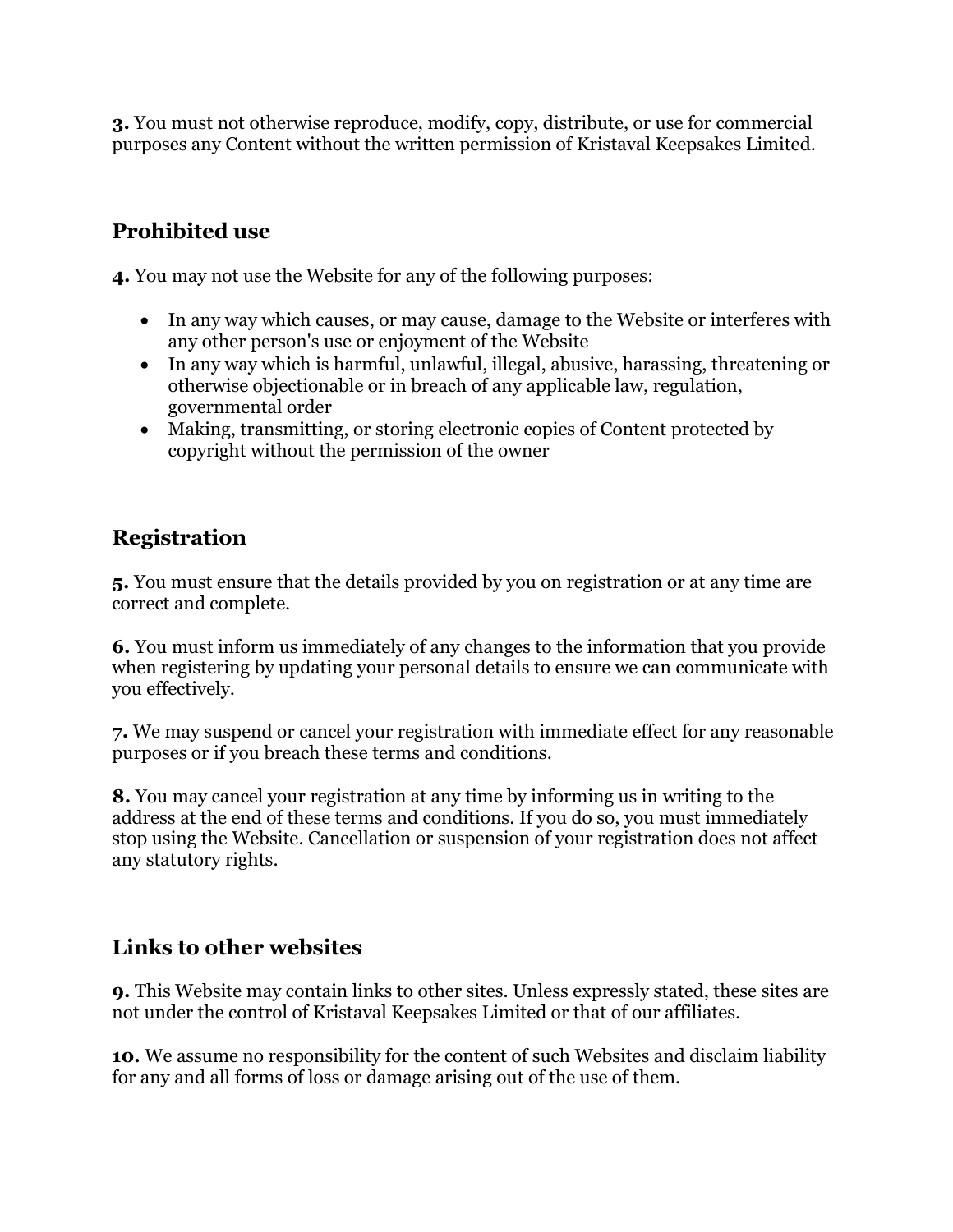**3.** You must not otherwise reproduce, modify, copy, distribute, or use for commercial purposes any Content without the written permission of Kristaval Keepsakes Limited.

## Prohibited use

**4.** You may not use the Website for any of the following purposes:

- In any way which causes, or may cause, damage to the Website or interferes with any other person's use or enjoyment of the Website
- In any way which is harmful, unlawful, illegal, abusive, harassing, threatening or otherwise objectionable or in breach of any applicable law, regulation, governmental order
- Making, transmitting, or storing electronic copies of Content protected by copyright without the permission of the owner

## Registration

**5.** You must ensure that the details provided by you on registration or at any time are correct and complete.

**6.** You must inform us immediately of any changes to the information that you provide when registering by updating your personal details to ensure we can communicate with you effectively.

**7.** We may suspend or cancel your registration with immediate effect for any reasonable purposes or if you breach these terms and conditions.

**8.** You may cancel your registration at any time by informing us in writing to the address at the end of these terms and conditions. If you do so, you must immediately stop using the Website. Cancellation or suspension of your registration does not affect any statutory rights.

## Links to other websites

**9.** This Website may contain links to other sites. Unless expressly stated, these sites are not under the control of Kristaval Keepsakes Limited or that of our affiliates.

**10.** We assume no responsibility for the content of such Websites and disclaim liability for any and all forms of loss or damage arising out of the use of them.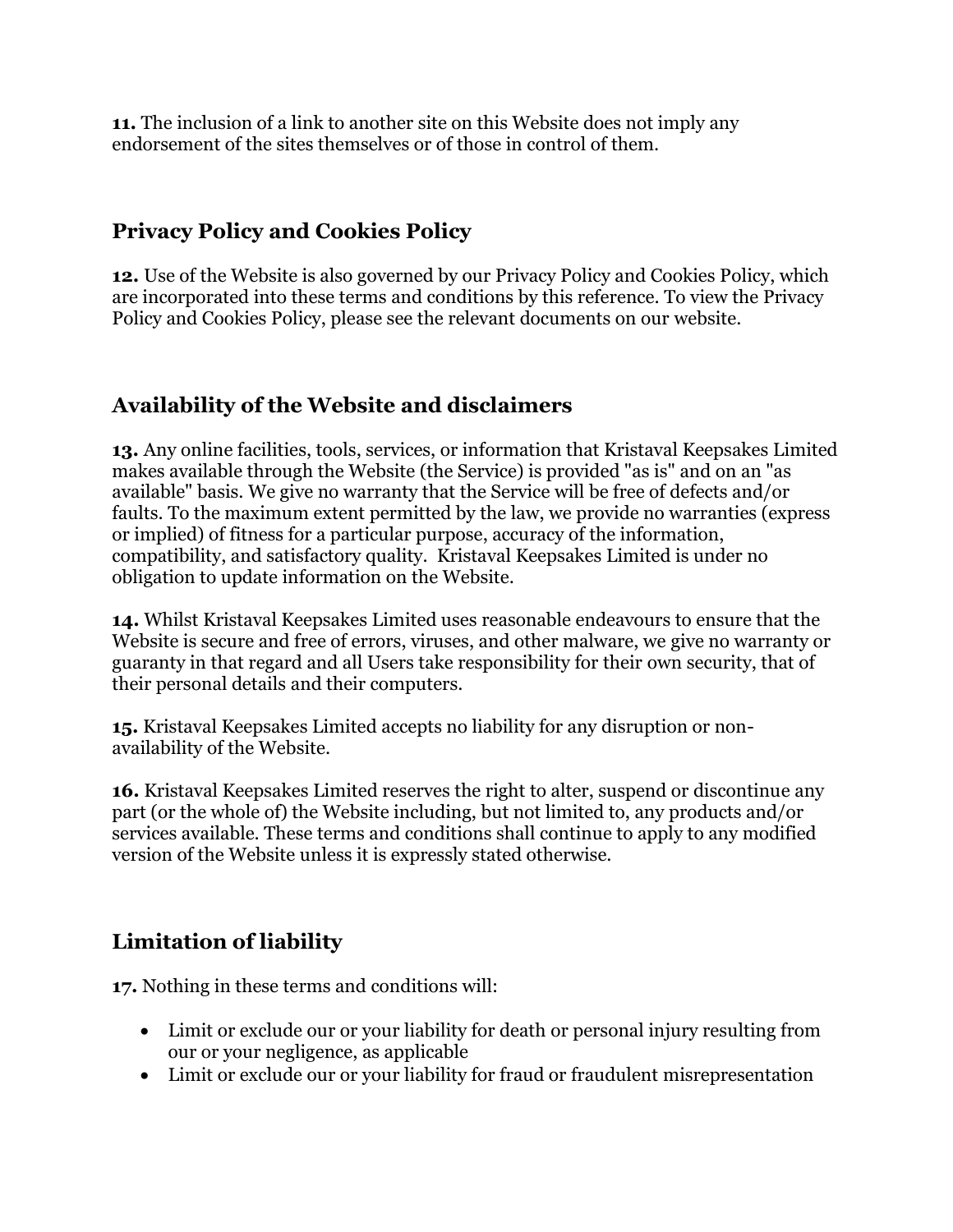**11.** The inclusion of a link to another site on this Website does not imply any endorsement of the sites themselves or of those in control of them.

## Privacy Policy and Cookies Policy

**12.** Use of the Website is also governed by our Privacy Policy and Cookies Policy, which are incorporated into these terms and conditions by this reference. To view the Privacy Policy and Cookies Policy, please see the relevant documents on our website.

## Availability of the Website and disclaimers

**13.** Any online facilities, tools, services, or information that Kristaval Keepsakes Limited makes available through the Website (the Service) is provided "as is" and on an "as available" basis. We give no warranty that the Service will be free of defects and/or faults. To the maximum extent permitted by the law, we provide no warranties (express or implied) of fitness for a particular purpose, accuracy of the information, compatibility, and satisfactory quality. Kristaval Keepsakes Limited is under no obligation to update information on the Website.

**14.** Whilst Kristaval Keepsakes Limited uses reasonable endeavours to ensure that the Website is secure and free of errors, viruses, and other malware, we give no warranty or guaranty in that regard and all Users take responsibility for their own security, that of their personal details and their computers.

**15.** Kristaval Keepsakes Limited accepts no liability for any disruption or non-availability of the Website.

**16.** Kristaval Keepsakes Limited reserves the right to alter, suspend or discontinue any part (or the whole of) the Website including, but not limited to, any products and/or services available. These terms and conditions shall continue to apply to any modified version of the Website unless it is expressly stated otherwise.

## Limitation of liability

**17.** Nothing in these terms and conditions will:

- Limit or exclude our or your liability for death or personal injury resulting from our or your negligence, as applicable
- Limit or exclude our or your liability for fraud or fraudulent misrepresentation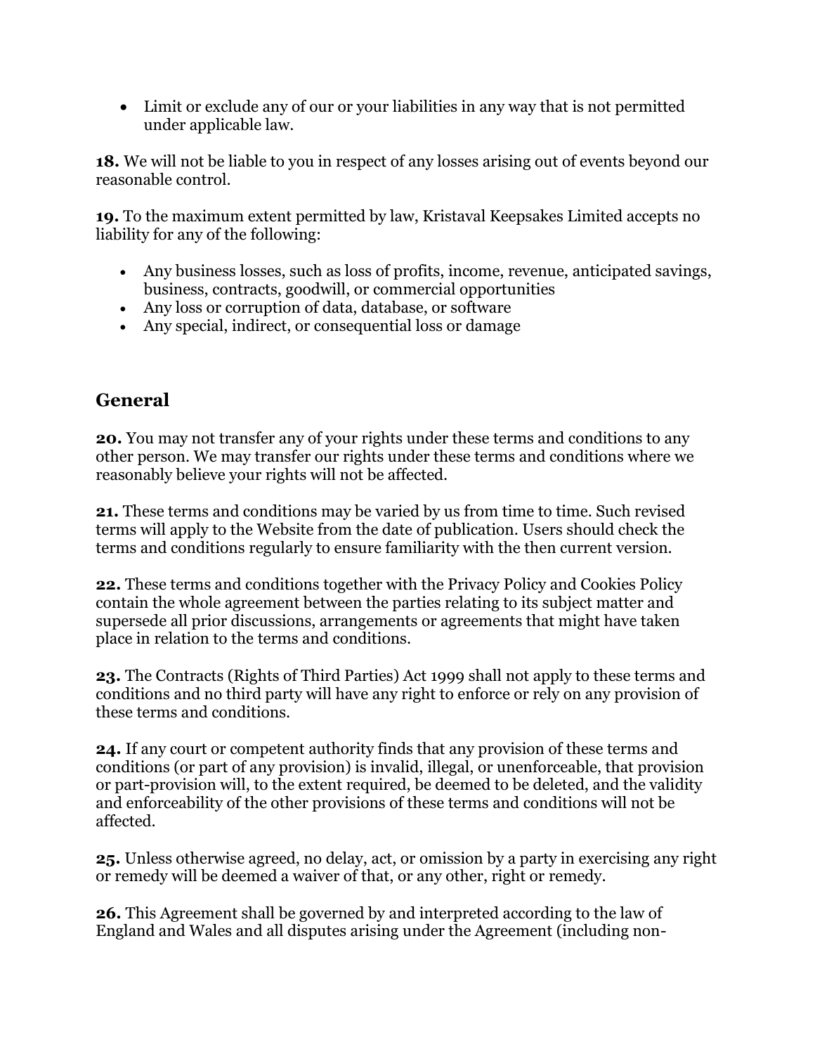- Limit or exclude any of our or your liabilities in any way that is not permitted under applicable law.

**18.** We will not be liable to you in respect of any losses arising out of events beyond our reasonable control.

**19.** To the maximum extent permitted by law, Kristaval Keepsakes Limited accepts no liability for any of the following:

- Any business losses, such as loss of profits, income, revenue, anticipated savings, business, contracts, goodwill, or commercial opportunities
- Any loss or corruption of data, database, or software
- Any special, indirect, or consequential loss or damage

## General

**20.** You may not transfer any of your rights under these terms and conditions to any other person. We may transfer our rights under these terms and conditions where we reasonably believe your rights will not be affected.

**21.** These terms and conditions may be varied by us from time to time. Such revised terms will apply to the Website from the date of publication. Users should check the terms and conditions regularly to ensure familiarity with the then current version.

**22.** These terms and conditions together with the Privacy Policy and Cookies Policy contain the whole agreement between the parties relating to its subject matter and supersede all prior discussions, arrangements or agreements that might have taken place in relation to the terms and conditions.

**23.** The Contracts (Rights of Third Parties) Act 1999 shall not apply to these terms and conditions and no third party will have any right to enforce or rely on any provision of these terms and conditions.

**24.** If any court or competent authority finds that any provision of these terms and conditions (or part of any provision) is invalid, illegal, or unenforceable, that provision or part-provision will, to the extent required, be deemed to be deleted, and the validity and enforceability of the other provisions of these terms and conditions will not be affected.

**25.** Unless otherwise agreed, no delay, act, or omission by a party in exercising any right or remedy will be deemed a waiver of that, or any other, right or remedy.

**26.** This Agreement shall be governed by and interpreted according to the law of England and Wales and all disputes arising under the Agreement (including non-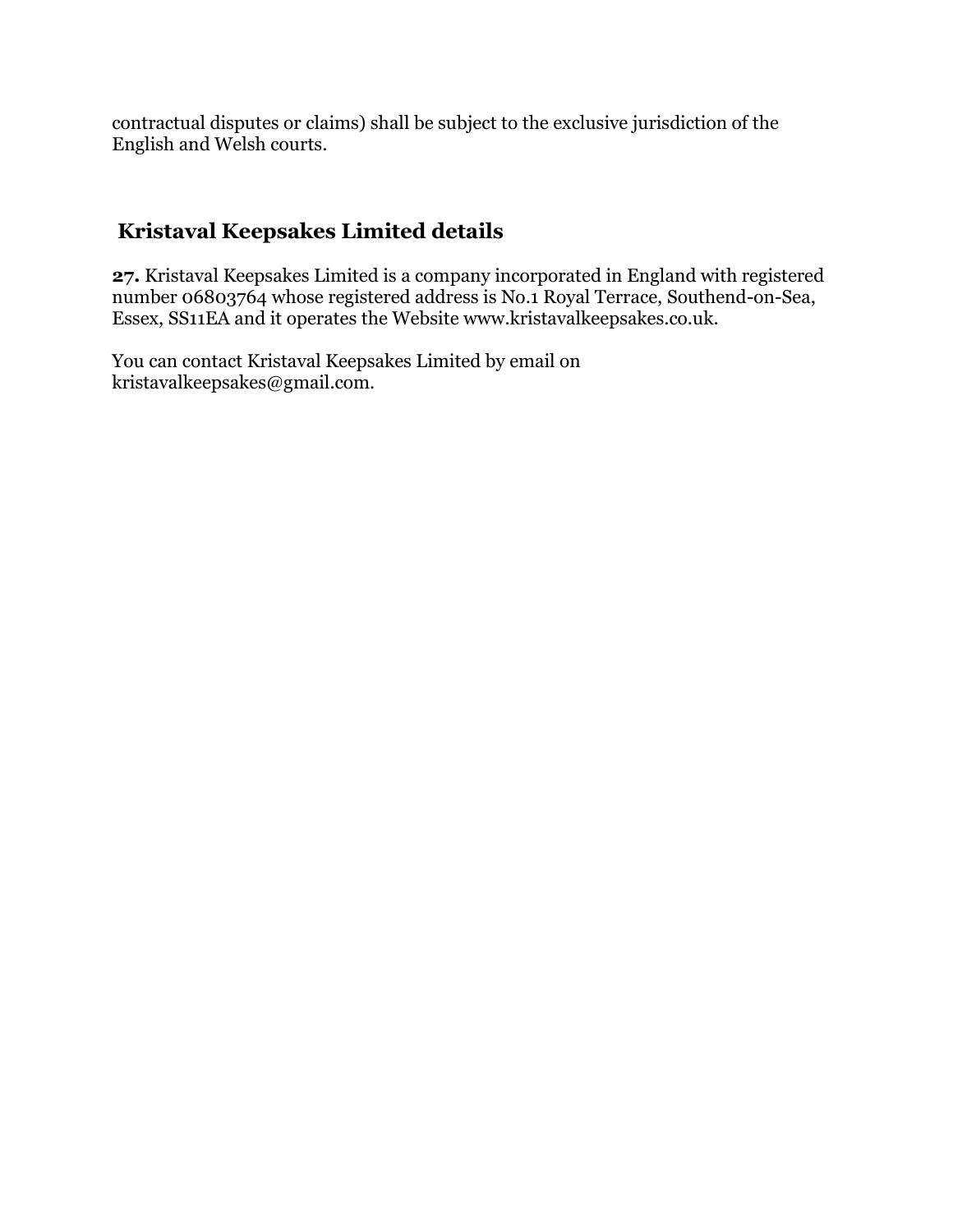contractual disputes or claims) shall be subject to the exclusive jurisdiction of the English and Welsh courts.

## Kristaval Keepsakes Limited details

**27.** Kristaval Keepsakes Limited is a company incorporated in England with registered number 06803764 whose registered address is No.1 Royal Terrace, Southend-on-Sea, Essex, SS11EA and it operates the Website www.kristavalkeepsakes.co.uk.

You can contact Kristaval Keepsakes Limited by email on kristavalkeepsakes@gmail.com.